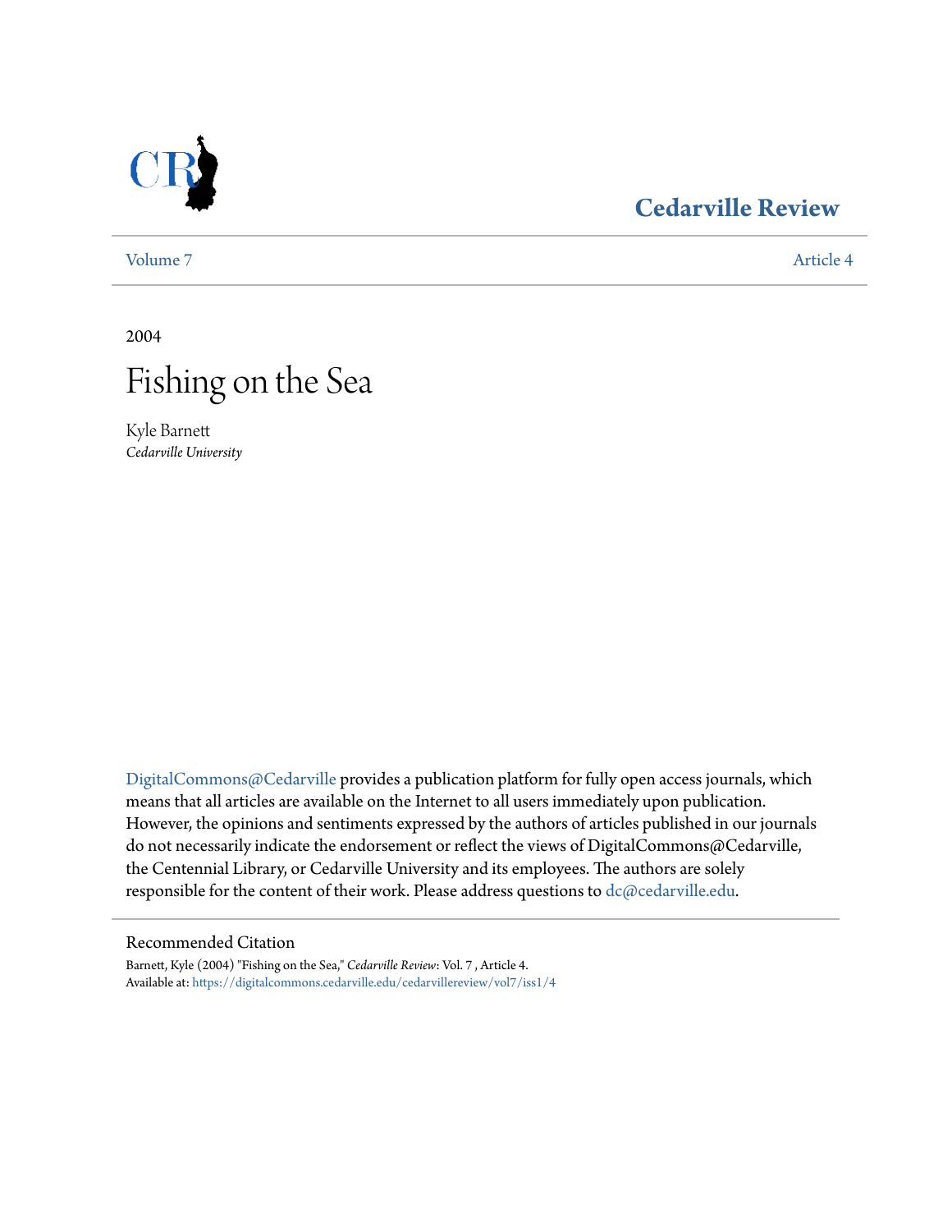Cedarville Review

Volume 7 | Article 4

2004

# Fishing on the Sea

Kyle Barnett
*Cedarville University*

DigitalCommons@Cedarville provides a publication platform for fully open access journals, which means that all articles are available on the Internet to all users immediately upon publication. However, the opinions and sentiments expressed by the authors of articles published in our journals do not necessarily indicate the endorsement or reflect the views of DigitalCommons@Cedarville, the Centennial Library, or Cedarville University and its employees. The authors are solely responsible for the content of their work. Please address questions to dc@cedarville.edu.

## Recommended Citation

Barnett, Kyle (2004) "Fishing on the Sea," *Cedarville Review*: Vol. 7 , Article 4.
Available at: https://digitalcommons.cedarville.edu/cedarvillereview/vol7/iss1/4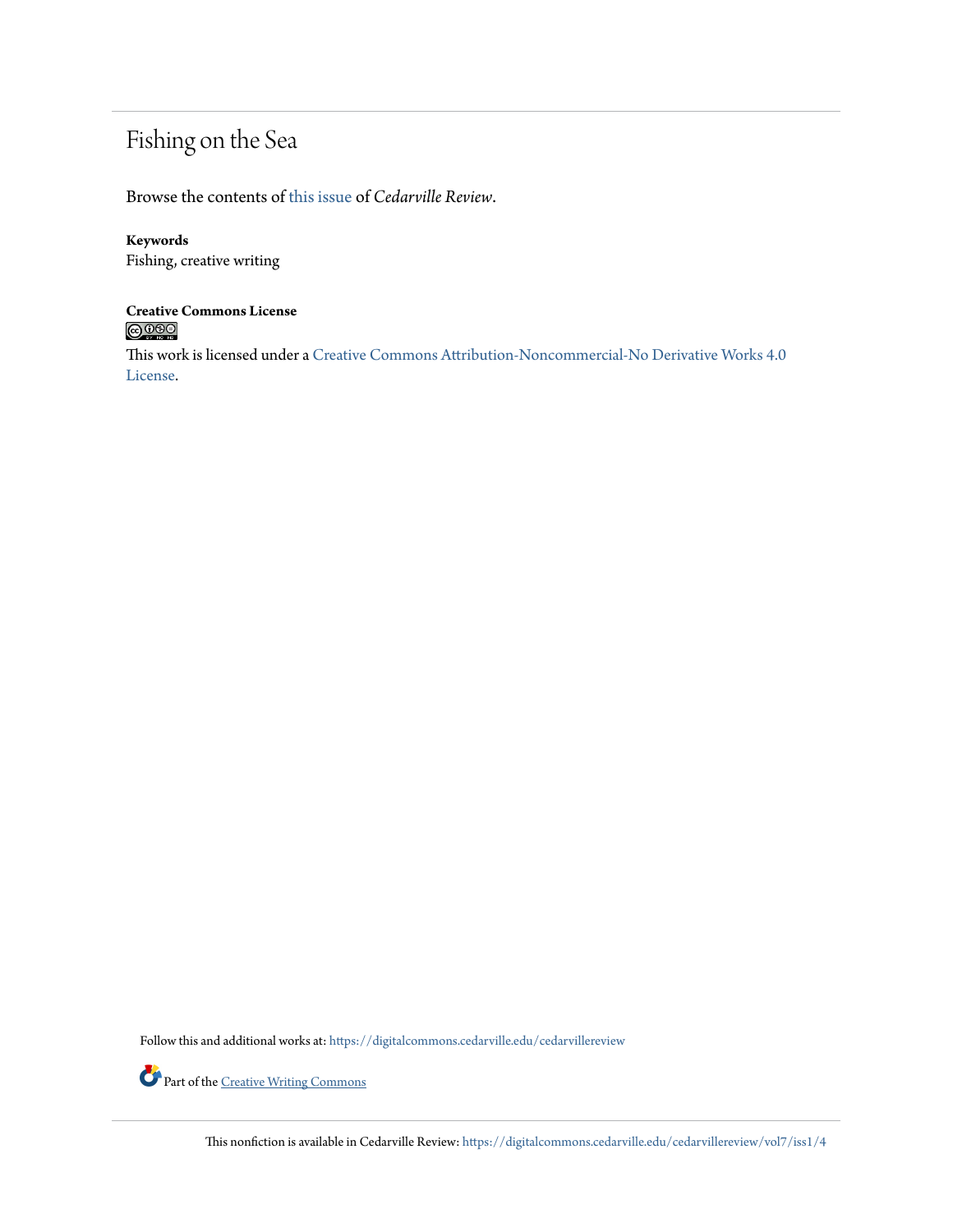# Fishing on the Sea

Browse the contents of this issue of *Cedarville Review*.

**Keywords**
Fishing, creative writing

**Creative Commons License**

This work is licensed under a Creative Commons Attribution-Noncommercial-No Derivative Works 4.0 License.

Follow this and additional works at: https://digitalcommons.cedarville.edu/cedarvillereview

Part of the Creative Writing Commons

This nonfiction is available in Cedarville Review: https://digitalcommons.cedarville.edu/cedarvillereview/vol7/iss1/4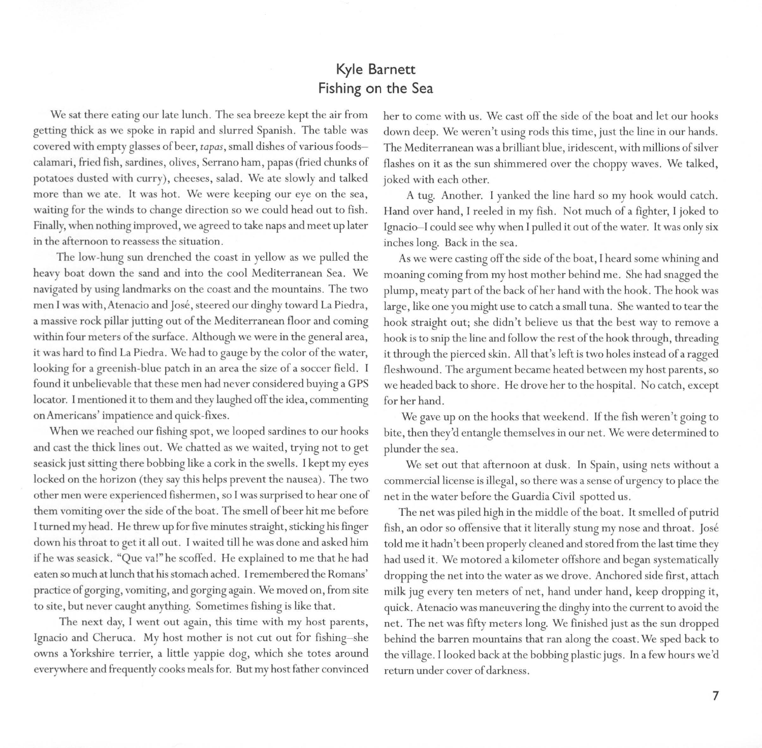## Kyle Barnett
## Fishing on the Sea

We sat there eating our late lunch. The sea breeze kept the air from getting thick as we spoke in rapid and slurred Spanish. The table was covered with empty glasses of beer, *tapas*, small dishes of various foods–calamari, fried fish, sardines, olives, Serrano ham, papas (fried chunks of potatoes dusted with curry), cheeses, salad. We ate slowly and talked more than we ate. It was hot. We were keeping our eye on the sea, waiting for the winds to change direction so we could head out to fish. Finally, when nothing improved, we agreed to take naps and meet up later in the afternoon to reassess the situation.

The low-hung sun drenched the coast in yellow as we pulled the heavy boat down the sand and into the cool Mediterranean Sea. We navigated by using landmarks on the coast and the mountains. The two men I was with, Atenacio and José, steered our dinghy toward La Piedra, a massive rock pillar jutting out of the Mediterranean floor and coming within four meters of the surface. Although we were in the general area, it was hard to find La Piedra. We had to gauge by the color of the water, looking for a greenish-blue patch in an area the size of a soccer field. I found it unbelievable that these men had never considered buying a GPS locator. I mentioned it to them and they laughed off the idea, commenting on Americans' impatience and quick-fixes.

When we reached our fishing spot, we looped sardines to our hooks and cast the thick lines out. We chatted as we waited, trying not to get seasick just sitting there bobbing like a cork in the swells. I kept my eyes locked on the horizon (they say this helps prevent the nausea). The two other men were experienced fishermen, so I was surprised to hear one of them vomiting over the side of the boat. The smell of beer hit me before I turned my head. He threw up for five minutes straight, sticking his finger down his throat to get it all out. I waited till he was done and asked him if he was seasick. "Que va!" he scoffed. He explained to me that he had eaten so much at lunch that his stomach ached. I remembered the Romans' practice of gorging, vomiting, and gorging again. We moved on, from site to site, but never caught anything. Sometimes fishing is like that.

The next day, I went out again, this time with my host parents, Ignacio and Cheruca. My host mother is not cut out for fishing–she owns a Yorkshire terrier, a little yappie dog, which she totes around everywhere and frequently cooks meals for. But my host father convinced her to come with us. We cast off the side of the boat and let our hooks down deep. We weren't using rods this time, just the line in our hands. The Mediterranean was a brilliant blue, iridescent, with millions of silver flashes on it as the sun shimmered over the choppy waves. We talked, joked with each other.

A tug. Another. I yanked the line hard so my hook would catch. Hand over hand, I reeled in my fish. Not much of a fighter, I joked to Ignacio–I could see why when I pulled it out of the water. It was only six inches long. Back in the sea.

As we were casting off the side of the boat, I heard some whining and moaning coming from my host mother behind me. She had snagged the plump, meaty part of the back of her hand with the hook. The hook was large, like one you might use to catch a small tuna. She wanted to tear the hook straight out; she didn't believe us that the best way to remove a hook is to snip the line and follow the rest of the hook through, threading it through the pierced skin. All that's left is two holes instead of a ragged fleshwound. The argument became heated between my host parents, so we headed back to shore. He drove her to the hospital. No catch, except for her hand.

We gave up on the hooks that weekend. If the fish weren't going to bite, then they'd entangle themselves in our net. We were determined to plunder the sea.

We set out that afternoon at dusk. In Spain, using nets without a commercial license is illegal, so there was a sense of urgency to place the net in the water before the Guardia Civil spotted us.

The net was piled high in the middle of the boat. It smelled of putrid fish, an odor so offensive that it literally stung my nose and throat. José told me it hadn't been properly cleaned and stored from the last time they had used it. We motored a kilometer offshore and began systematically dropping the net into the water as we drove. Anchored side first, attach milk jug every ten meters of net, hand under hand, keep dropping it, quick. Atenacio was maneuvering the dinghy into the current to avoid the net. The net was fifty meters long. We finished just as the sun dropped behind the barren mountains that ran along the coast. We sped back to the village. I looked back at the bobbing plastic jugs. In a few hours we'd return under cover of darkness.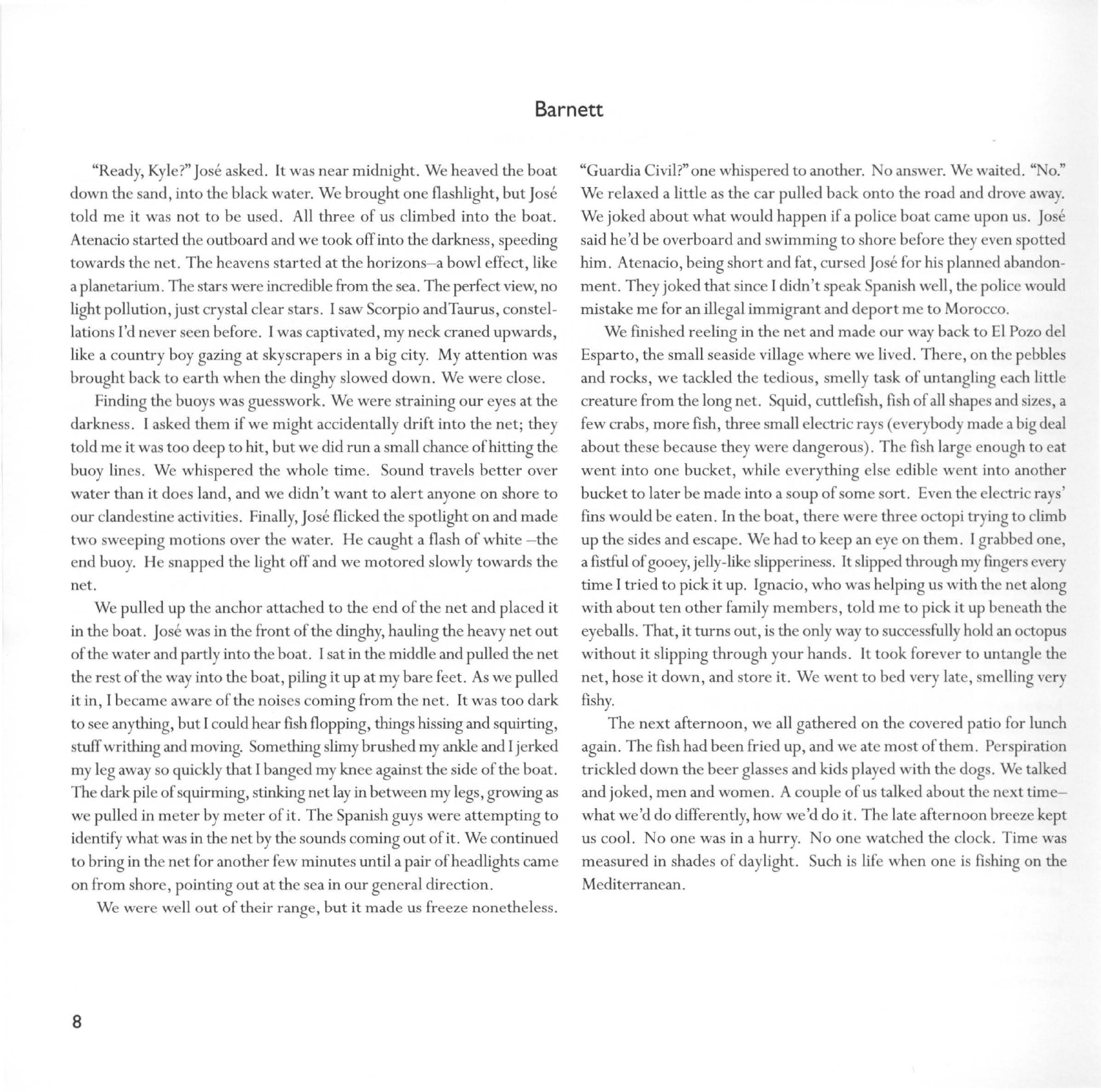"Ready, Kyle?" José asked. It was near midnight. We heaved the boat down the sand, into the black water. We brought one flashlight, but José told me it was not to be used. All three of us climbed into the boat. Atenacio started the outboard and we took off into the darkness, speeding towards the net. The heavens started at the horizons–a bowl effect, like a planetarium. The stars were incredible from the sea. The perfect view, no light pollution, just crystal clear stars. I saw Scorpio and Taurus, constellations I'd never seen before. I was captivated, my neck craned upwards, like a country boy gazing at skyscrapers in a big city. My attention was brought back to earth when the dinghy slowed down. We were close.

Finding the buoys was guesswork. We were straining our eyes at the darkness. I asked them if we might accidentally drift into the net; they told me it was too deep to hit, but we did run a small chance of hitting the buoy lines. We whispered the whole time. Sound travels better over water than it does land, and we didn't want to alert anyone on shore to our clandestine activities. Finally, José flicked the spotlight on and made two sweeping motions over the water. He caught a flash of white –the end buoy. He snapped the light off and we motored slowly towards the net.

We pulled up the anchor attached to the end of the net and placed it in the boat. José was in the front of the dinghy, hauling the heavy net out of the water and partly into the boat. I sat in the middle and pulled the net the rest of the way into the boat, piling it up at my bare feet. As we pulled it in, I became aware of the noises coming from the net. It was too dark to see anything, but I could hear fish flopping, things hissing and squirting, stuff writhing and moving. Something slimy brushed my ankle and I jerked my leg away so quickly that I banged my knee against the side of the boat. The dark pile of squirming, stinking net lay in between my legs, growing as we pulled in meter by meter of it. The Spanish guys were attempting to identify what was in the net by the sounds coming out of it. We continued to bring in the net for another few minutes until a pair of headlights came on from shore, pointing out at the sea in our general direction.

We were well out of their range, but it made us freeze nonetheless. "Guardia Civil?" one whispered to another. No answer. We waited. "No." We relaxed a little as the car pulled back onto the road and drove away. We joked about what would happen if a police boat came upon us. José said he'd be overboard and swimming to shore before they even spotted him. Atenacio, being short and fat, cursed José for his planned abandonment. They joked that since I didn't speak Spanish well, the police would mistake me for an illegal immigrant and deport me to Morocco.

We finished reeling in the net and made our way back to El Pozo del Esparto, the small seaside village where we lived. There, on the pebbles and rocks, we tackled the tedious, smelly task of untangling each little creature from the long net. Squid, cuttlefish, fish of all shapes and sizes, a few crabs, more fish, three small electric rays (everybody made a big deal about these because they were dangerous). The fish large enough to eat went into one bucket, while everything else edible went into another bucket to later be made into a soup of some sort. Even the electric rays' fins would be eaten. In the boat, there were three octopi trying to climb up the sides and escape. We had to keep an eye on them. I grabbed one, a fistful of gooey, jelly-like slipperiness. It slipped through my fingers every time I tried to pick it up. Ignacio, who was helping us with the net along with about ten other family members, told me to pick it up beneath the eyeballs. That, it turns out, is the only way to successfully hold an octopus without it slipping through your hands. It took forever to untangle the net, hose it down, and store it. We went to bed very late, smelling very fishy.

The next afternoon, we all gathered on the covered patio for lunch again. The fish had been fried up, and we ate most of them. Perspiration trickled down the beer glasses and kids played with the dogs. We talked and joked, men and women. A couple of us talked about the next time–what we'd do differently, how we'd do it. The late afternoon breeze kept us cool. No one was in a hurry. No one watched the clock. Time was measured in shades of daylight. Such is life when one is fishing on the Mediterranean.